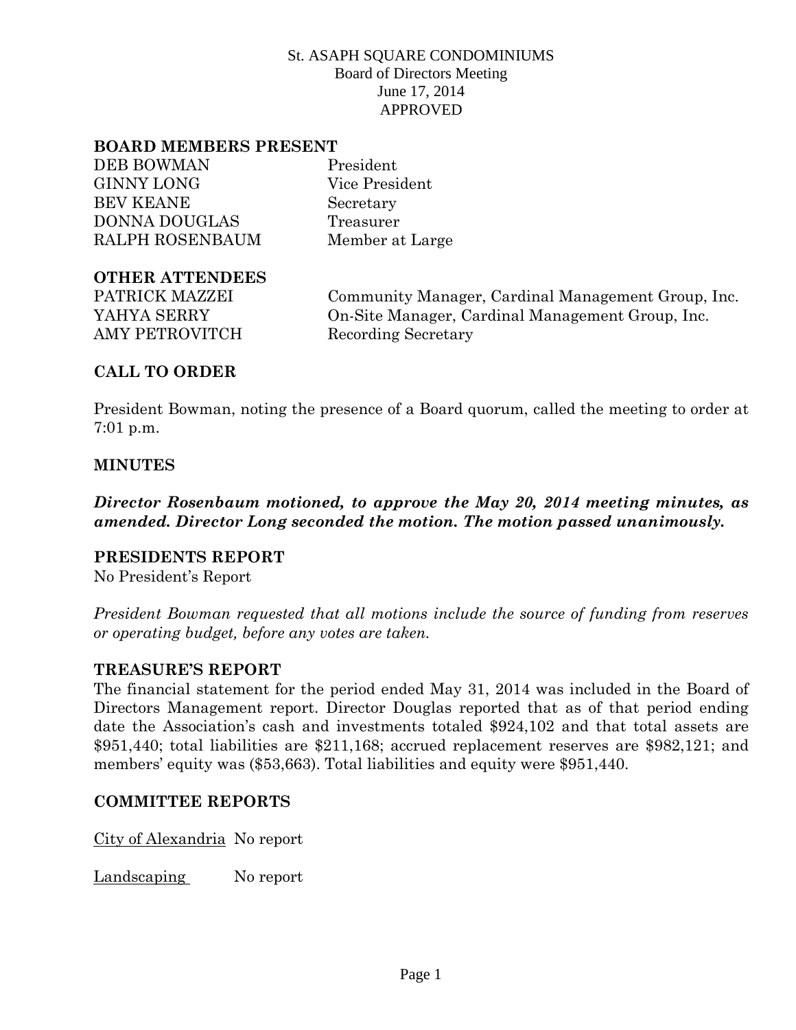St. ASAPH SQUARE CONDOMINIUMS
Board of Directors Meeting
June 17, 2014
APPROVED

**BOARD MEMBERS PRESENT**

| | |
|---|---|
| DEB BOWMAN | President |
| GINNY LONG | Vice President |
| BEV KEANE | Secretary |
| DONNA DOUGLAS | Treasurer |
| RALPH ROSENBAUM | Member at Large |

**OTHER ATTENDEES**

| | |
|---|---|
| PATRICK MAZZEI | Community Manager, Cardinal Management Group, Inc. |
| YAHYA SERRY | On-Site Manager, Cardinal Management Group, Inc. |
| AMY PETROVITCH | Recording Secretary |

**CALL TO ORDER**

President Bowman, noting the presence of a Board quorum, called the meeting to order at 7:01 p.m.

**MINUTES**

***Director Rosenbaum motioned, to approve the May 20, 2014 meeting minutes, as amended. Director Long seconded the motion. The motion passed unanimously.***

**PRESIDENTS REPORT**
No President's Report

*President Bowman requested that all motions include the source of funding from reserves or operating budget, before any votes are taken.*

**TREASURE'S REPORT**
The financial statement for the period ended May 31, 2014 was included in the Board of Directors Management report. Director Douglas reported that as of that period ending date the Association's cash and investments totaled $924,102 and that total assets are $951,440; total liabilities are $211,168; accrued replacement reserves are $982,121; and members' equity was ($53,663). Total liabilities and equity were $951,440.

**COMMITTEE REPORTS**

City of Alexandria No report

Landscaping No report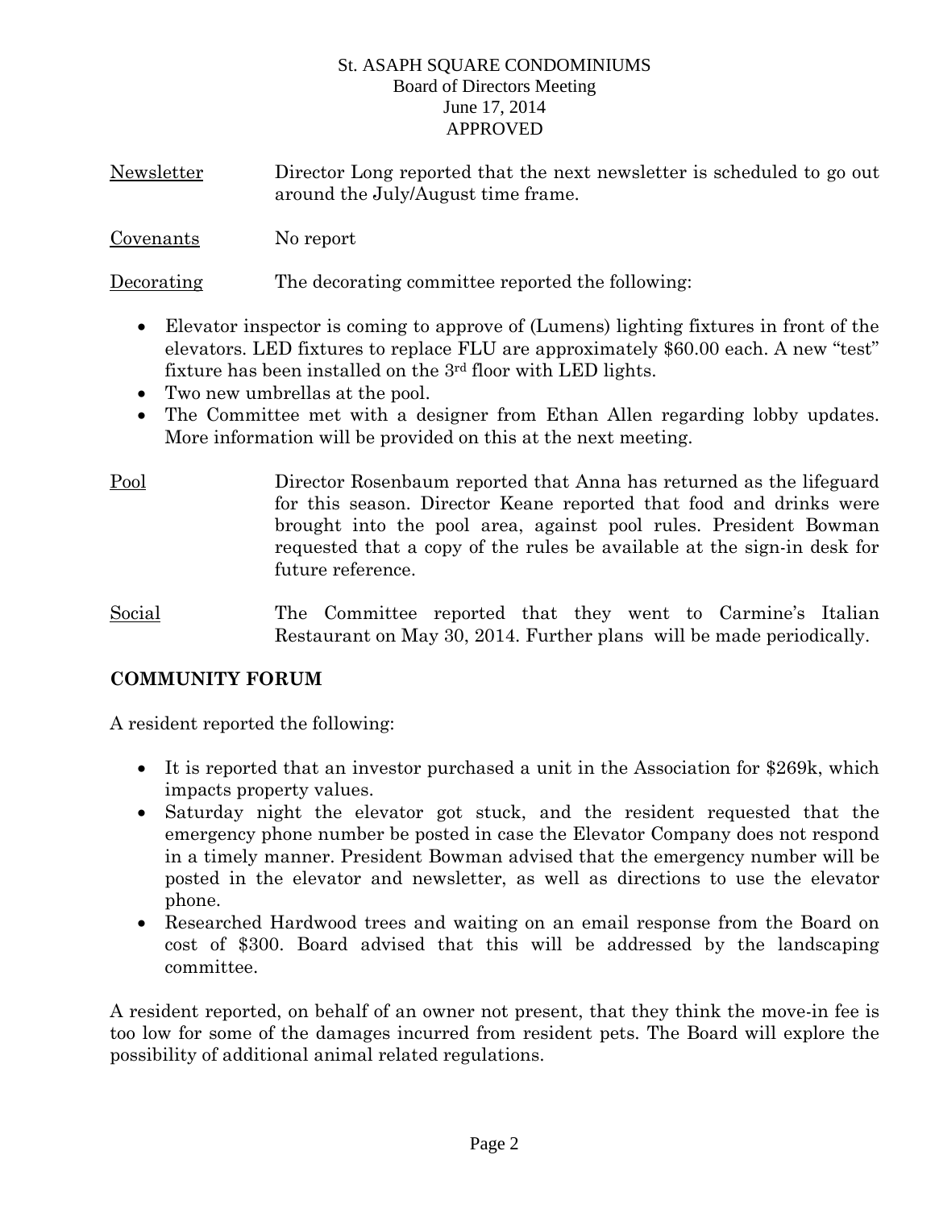St. ASAPH SQUARE CONDOMINIUMS
Board of Directors Meeting
June 17, 2014
APPROVED

Newsletter — Director Long reported that the next newsletter is scheduled to go out around the July/August time frame.

Covenants — No report

Decorating — The decorating committee reported the following:

- Elevator inspector is coming to approve of (Lumens) lighting fixtures in front of the elevators. LED fixtures to replace FLU are approximately $60.00 each. A new "test" fixture has been installed on the 3rd floor with LED lights.
- Two new umbrellas at the pool.
- The Committee met with a designer from Ethan Allen regarding lobby updates. More information will be provided on this at the next meeting.

Pool — Director Rosenbaum reported that Anna has returned as the lifeguard for this season. Director Keane reported that food and drinks were brought into the pool area, against pool rules. President Bowman requested that a copy of the rules be available at the sign-in desk for future reference.

Social — The Committee reported that they went to Carmine's Italian Restaurant on May 30, 2014. Further plans will be made periodically.

**COMMUNITY FORUM**

A resident reported the following:

- It is reported that an investor purchased a unit in the Association for $269k, which impacts property values.
- Saturday night the elevator got stuck, and the resident requested that the emergency phone number be posted in case the Elevator Company does not respond in a timely manner. President Bowman advised that the emergency number will be posted in the elevator and newsletter, as well as directions to use the elevator phone.
- Researched Hardwood trees and waiting on an email response from the Board on cost of $300. Board advised that this will be addressed by the landscaping committee.

A resident reported, on behalf of an owner not present, that they think the move-in fee is too low for some of the damages incurred from resident pets. The Board will explore the possibility of additional animal related regulations.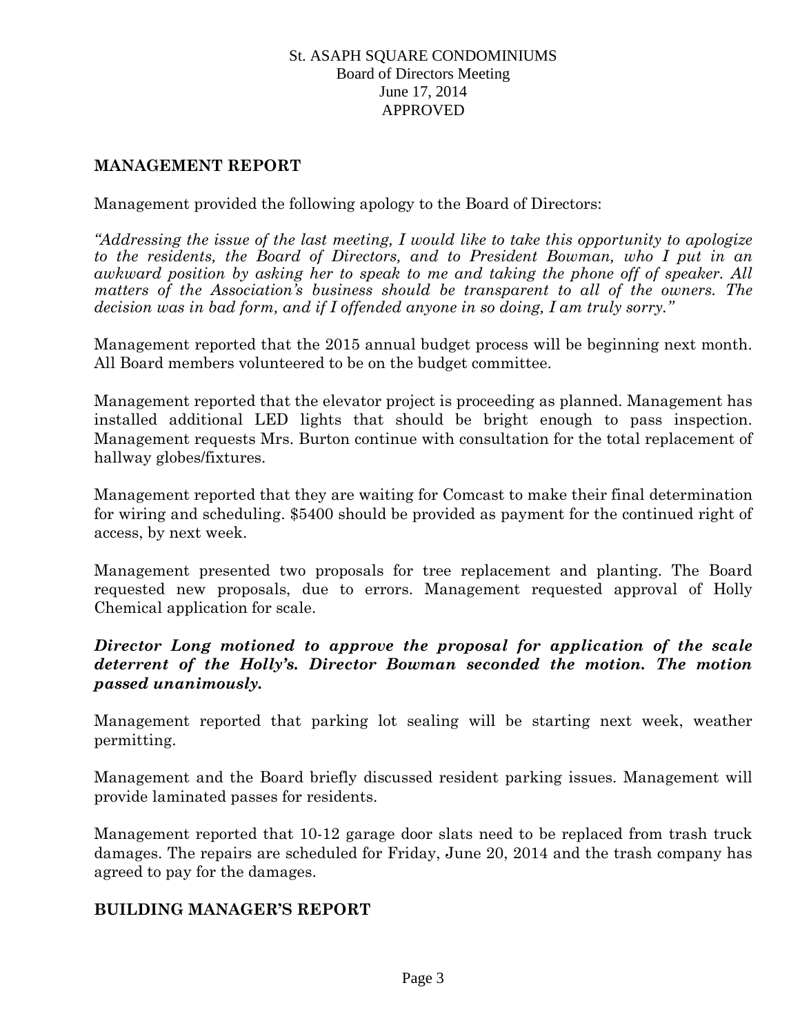## MANAGEMENT REPORT

Management provided the following apology to the Board of Directors:

*"Addressing the issue of the last meeting, I would like to take this opportunity to apologize to the residents, the Board of Directors, and to President Bowman, who I put in an awkward position by asking her to speak to me and taking the phone off of speaker. All matters of the Association's business should be transparent to all of the owners. The decision was in bad form, and if I offended anyone in so doing, I am truly sorry."*

Management reported that the 2015 annual budget process will be beginning next month. All Board members volunteered to be on the budget committee.

Management reported that the elevator project is proceeding as planned. Management has installed additional LED lights that should be bright enough to pass inspection. Management requests Mrs. Burton continue with consultation for the total replacement of hallway globes/fixtures.

Management reported that they are waiting for Comcast to make their final determination for wiring and scheduling. $5400 should be provided as payment for the continued right of access, by next week.

Management presented two proposals for tree replacement and planting. The Board requested new proposals, due to errors. Management requested approval of Holly Chemical application for scale.

***Director Long motioned to approve the proposal for application of the scale deterrent of the Holly's. Director Bowman seconded the motion. The motion passed unanimously.***

Management reported that parking lot sealing will be starting next week, weather permitting.

Management and the Board briefly discussed resident parking issues. Management will provide laminated passes for residents.

Management reported that 10-12 garage door slats need to be replaced from trash truck damages. The repairs are scheduled for Friday, June 20, 2014 and the trash company has agreed to pay for the damages.

## BUILDING MANAGER'S REPORT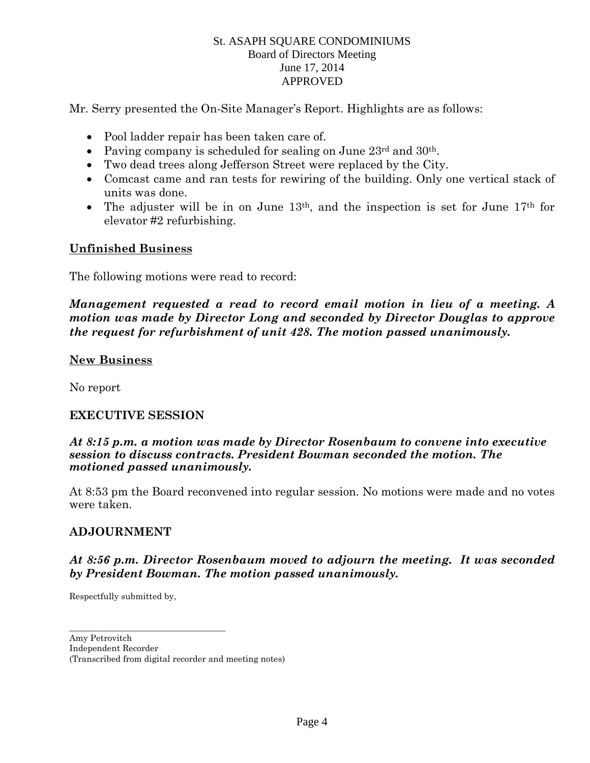St. ASAPH SQUARE CONDOMINIUMS
Board of Directors Meeting
June 17, 2014
APPROVED

Mr. Serry presented the On-Site Manager's Report. Highlights are as follows:

- Pool ladder repair has been taken care of.
- Paving company is scheduled for sealing on June 23rd and 30th.
- Two dead trees along Jefferson Street were replaced by the City.
- Comcast came and ran tests for rewiring of the building. Only one vertical stack of units was done.
- The adjuster will be in on June 13th, and the inspection is set for June 17th for elevator #2 refurbishing.

## Unfinished Business

The following motions were read to record:

***Management requested a read to record email motion in lieu of a meeting. A motion was made by Director Long and seconded by Director Douglas to approve the request for refurbishment of unit 428. The motion passed unanimously.***

## New Business

No report

## EXECUTIVE SESSION

***At 8:15 p.m. a motion was made by Director Rosenbaum to convene into executive session to discuss contracts. President Bowman seconded the motion. The motioned passed unanimously.***

At 8:53 pm the Board reconvened into regular session. No motions were made and no votes were taken.

## ADJOURNMENT

***At 8:56 p.m. Director Rosenbaum moved to adjourn the meeting. It was seconded by President Bowman. The motion passed unanimously.***

Respectfully submitted by,

\_\_\_\_\_\_\_\_\_\_\_\_\_\_\_\_\_\_\_\_\_\_\_\_\_\_\_\_\_\_\_\_

Amy Petrovitch
Independent Recorder
(Transcribed from digital recorder and meeting notes)